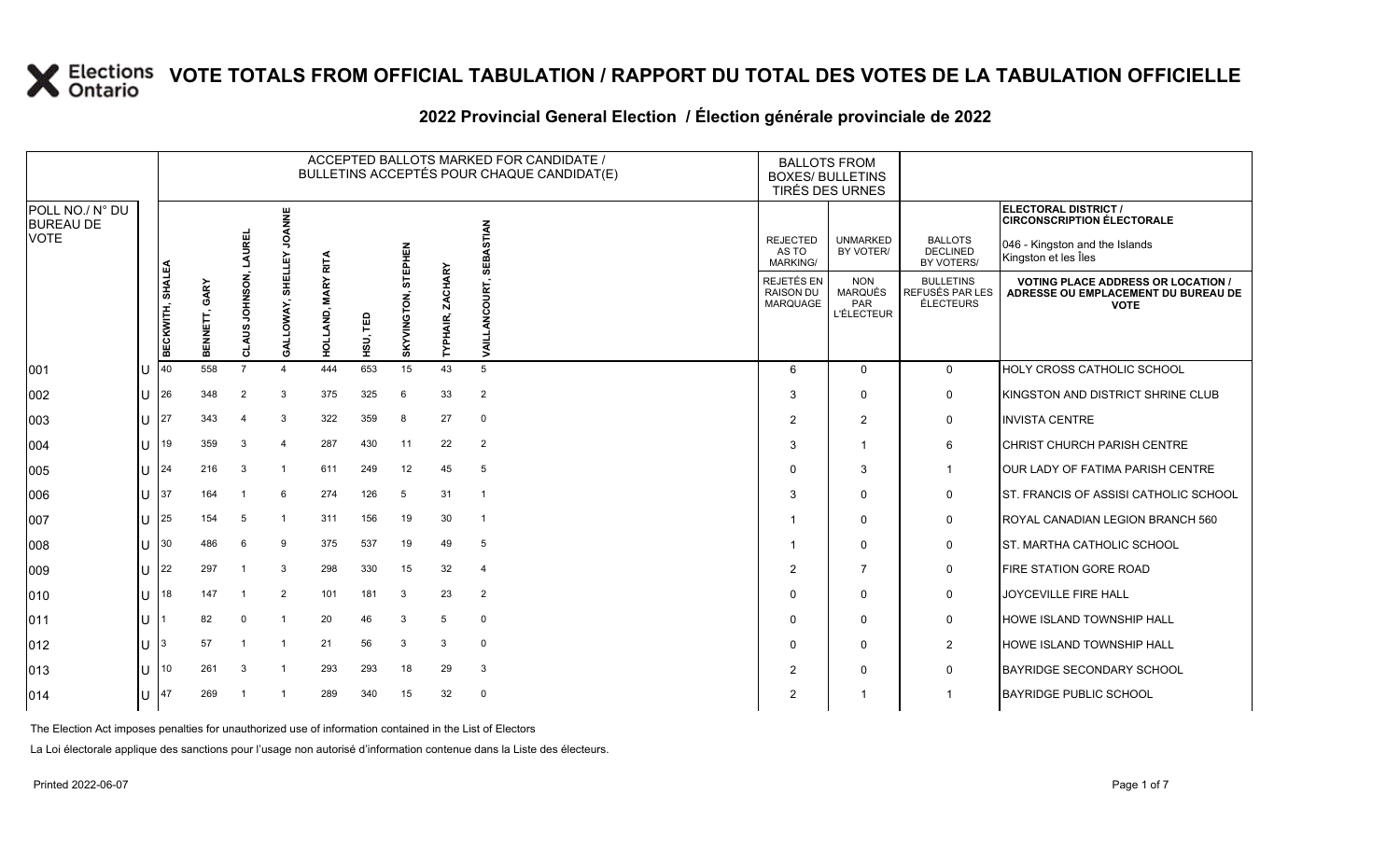# VOTE TOTALS FROM OFFICIAL TABULATION / RAPPORT DU TOTAL DES VOTES DE LA TABULATION OFFICIELLE

## 2022 Provincial General Election / Élection générale provinciale de 2022

ELECTORAL DISTRICT / CIRCONSCRIPTION ÉLECTORALE: 046 - Kingston and the Islands / Kingston et les Îles

| POLL NO./ N° DU BUREAU DE VOTE | | ACCEPTED BALLOTS MARKED FOR CANDIDATE / BULLETINS ACCEPTÉS POUR CHAQUE CANDIDAT(E) | | | | | | | | | BALLOTS FROM BOXES/ BULLETINS TIRÉS DES URNES | | | |
|---|---|---|---|---|---|---|---|---|---|---|---|---|---|---|
| | | BECKWITH, SHALEA | BENNETT, GARY | CLAUS JOHNSON, LAUREL | GALLOWAY, SHELLEY JOANNE | HOLLAND, MARY RITA | HSU, TED | SKYVINGTON, STEPHEN | TYPHAIR, ZACHARY | VAILLANCOURT, SEBASTIAN | REJECTED AS TO MARKING/ REJETÉS EN RAISON DU MARQUAGE | UNMARKED BY VOTER/ NON MARQUÉS PAR L'ÉLECTEUR | BALLOTS DECLINED BY VOTERS/ BULLETINS REFUSÉS PAR LES ÉLECTEURS | VOTING PLACE ADDRESS OR LOCATION / ADRESSE OU EMPLACEMENT DU BUREAU DE VOTE |
| 001 | U | 40 | 558 | 7 | 4 | 444 | 653 | 15 | 43 | 5 | 6 | 0 | 0 | HOLY CROSS CATHOLIC SCHOOL |
| 002 | U | 26 | 348 | 2 | 3 | 375 | 325 | 6 | 33 | 2 | 3 | 0 | 0 | KINGSTON AND DISTRICT SHRINE CLUB |
| 003 | U | 27 | 343 | 4 | 3 | 322 | 359 | 8 | 27 | 0 | 2 | 2 | 0 | INVISTA CENTRE |
| 004 | U | 19 | 359 | 3 | 4 | 287 | 430 | 11 | 22 | 2 | 3 | 1 | 6 | CHRIST CHURCH PARISH CENTRE |
| 005 | U | 24 | 216 | 3 | 1 | 611 | 249 | 12 | 45 | 5 | 0 | 3 | 1 | OUR LADY OF FATIMA PARISH CENTRE |
| 006 | U | 37 | 164 | 1 | 6 | 274 | 126 | 5 | 31 | 1 | 3 | 0 | 0 | ST. FRANCIS OF ASSISI CATHOLIC SCHOOL |
| 007 | U | 25 | 154 | 5 | 1 | 311 | 156 | 19 | 30 | 1 | 1 | 0 | 0 | ROYAL CANADIAN LEGION BRANCH 560 |
| 008 | U | 30 | 486 | 6 | 9 | 375 | 537 | 19 | 49 | 5 | 1 | 0 | 0 | ST. MARTHA CATHOLIC SCHOOL |
| 009 | U | 22 | 297 | 1 | 3 | 298 | 330 | 15 | 32 | 4 | 2 | 7 | 0 | FIRE STATION GORE ROAD |
| 010 | U | 18 | 147 | 1 | 2 | 101 | 181 | 3 | 23 | 2 | 0 | 0 | 0 | JOYCEVILLE FIRE HALL |
| 011 | U | 1 | 82 | 0 | 1 | 20 | 46 | 3 | 5 | 0 | 0 | 0 | 0 | HOWE ISLAND TOWNSHIP HALL |
| 012 | U | 3 | 57 | 1 | 1 | 21 | 56 | 3 | 3 | 0 | 0 | 0 | 2 | HOWE ISLAND TOWNSHIP HALL |
| 013 | U | 10 | 261 | 3 | 1 | 293 | 293 | 18 | 29 | 3 | 2 | 0 | 0 | BAYRIDGE SECONDARY SCHOOL |
| 014 | U | 47 | 269 | 1 | 1 | 289 | 340 | 15 | 32 | 0 | 2 | 1 | 1 | BAYRIDGE PUBLIC SCHOOL |

The Election Act imposes penalties for unauthorized use of information contained in the List of Electors

La Loi électorale applique des sanctions pour l'usage non autorisé d'information contenue dans la Liste des électeurs.

Printed 2022-06-07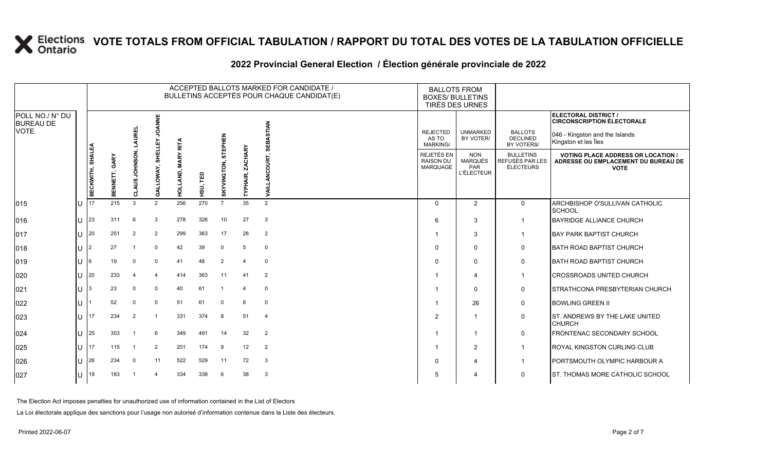# VOTE TOTALS FROM OFFICIAL TABULATION / RAPPORT DU TOTAL DES VOTES DE LA TABULATION OFFICIELLE

## 2022 Provincial General Election / Élection générale provinciale de 2022

| POLL NO./ N° DU BUREAU DE VOTE | | ACCEPTED BALLOTS MARKED FOR CANDIDATE / BULLETINS ACCEPTÉS POUR CHAQUE CANDIDAT(E) | | | | | | | | | BALLOTS FROM BOXES/ BULLETINS TIRÉS DES URNES | | | ELECTORAL DISTRICT / CIRCONSCRIPTION ÉLECTORALE 046 - Kingston and the Islands / Kingston et les Îles |
|---|---|---|---|---|---|---|---|---|---|---|---|---|---|---|
| | | BECKWITH, SHALEA | BENNETT, GARY | CLAUS JOHNSON, LAUREL | GALLOWAY, SHELLEY JOANNE | HOLLAND, MARY RITA | HSU, TED | SKYVINGTON, STEPHEN | TYPHAIR, ZACHARY | VAILLANCOURT, SEBASTIAN | REJECTED AS TO MARKING/ REJETÉS EN RAISON DU MARQUAGE | UNMARKED BY VOTER/ NON MARQUÉS PAR L'ÉLECTEUR | BALLOTS DECLINED BY VOTERS/ BULLETINS REFUSÉS PAR LES ÉLECTEURS | VOTING PLACE ADDRESS OR LOCATION / ADRESSE OU EMPLACEMENT DU BUREAU DE VOTE |
| 015 | U | 17 | 215 | 3 | 2 | 256 | 270 | 7 | 35 | 2 | 0 | 2 | 0 | ARCHBISHOP O'SULLIVAN CATHOLIC SCHOOL |
| 016 | U | 23 | 311 | 6 | 3 | 278 | 326 | 10 | 27 | 3 | 6 | 3 | 1 | BAYRIDGE ALLIANCE CHURCH |
| 017 | U | 20 | 251 | 2 | 2 | 299 | 363 | 17 | 28 | 2 | 1 | 3 | 1 | BAY PARK BAPTIST CHURCH |
| 018 | U | 2 | 27 | 1 | 0 | 42 | 39 | 0 | 5 | 0 | 0 | 0 | 0 | BATH ROAD BAPTIST CHURCH |
| 019 | U | 6 | 19 | 0 | 0 | 41 | 48 | 2 | 4 | 0 | 0 | 0 | 0 | BATH ROAD BAPTIST CHURCH |
| 020 | U | 20 | 233 | 4 | 4 | 414 | 363 | 11 | 41 | 2 | 1 | 4 | 1 | CROSSROADS UNITED CHURCH |
| 021 | U | 3 | 23 | 0 | 0 | 40 | 61 | 1 | 4 | 0 | 1 | 0 | 0 | STRATHCONA PRESBYTERIAN CHURCH |
| 022 | U | 1 | 52 | 0 | 0 | 51 | 61 | 0 | 8 | 0 | 1 | 26 | 0 | BOWLING GREEN II |
| 023 | U | 17 | 234 | 2 | 1 | 331 | 374 | 8 | 51 | 4 | 2 | 1 | 0 | ST. ANDREWS BY THE LAKE UNITED CHURCH |
| 024 | U | 25 | 303 | 1 | 6 | 349 | 491 | 14 | 32 | 2 | 1 | 1 | 0 | FRONTENAC SECONDARY SCHOOL |
| 025 | U | 17 | 115 | 1 | 2 | 201 | 174 | 9 | 12 | 2 | 1 | 2 | 1 | ROYAL KINGSTON CURLING CLUB |
| 026 | U | 26 | 234 | 0 | 11 | 522 | 529 | 11 | 72 | 3 | 0 | 4 | 1 | PORTSMOUTH OLYMPIC HARBOUR A |
| 027 | U | 19 | 183 | 1 | 4 | 334 | 338 | 6 | 38 | 3 | 5 | 4 | 0 | ST. THOMAS MORE CATHOLIC SCHOOL |

The Election Act imposes penalties for unauthorized use of information contained in the List of Electors

La Loi électorale applique des sanctions pour l'usage non autorisé d'information contenue dans la Liste des électeurs.

Printed 2022-06-07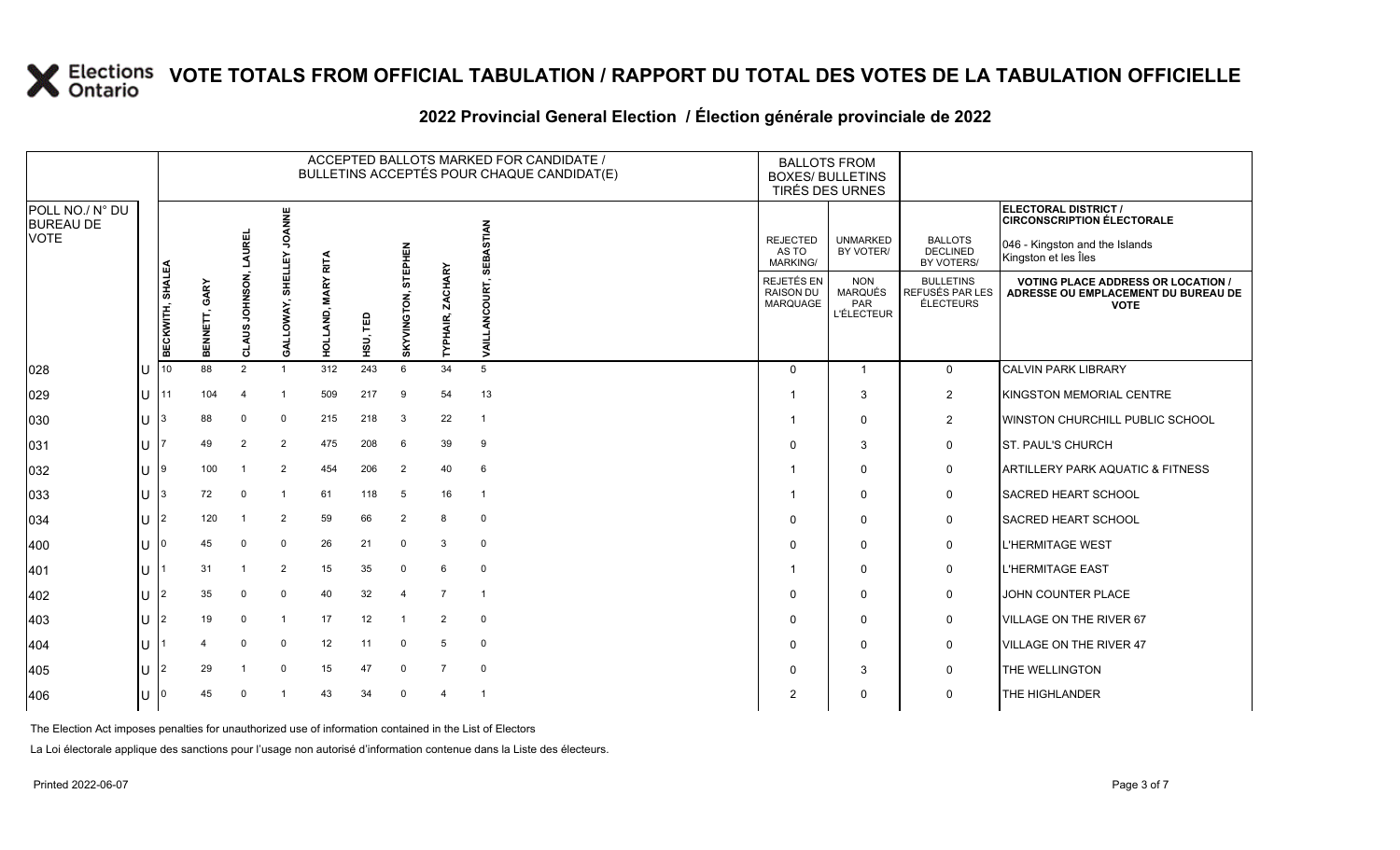# VOTE TOTALS FROM OFFICIAL TABULATION / RAPPORT DU TOTAL DES VOTES DE LA TABULATION OFFICIELLE

## 2022 Provincial General Election / Élection générale provinciale de 2022

ELECTORAL DISTRICT / CIRCONSCRIPTION ÉLECTORALE: 046 - Kingston and the Islands / Kingston et les Îles

| POLL NO./ N° DU BUREAU DE VOTE | | ACCEPTED BALLOTS MARKED FOR CANDIDATE / BULLETINS ACCEPTÉS POUR CHAQUE CANDIDAT(E) | | | | | | | | | BALLOTS FROM BOXES/ BULLETINS TIRÉS DES URNES | | | |
|---|---|---|---|---|---|---|---|---|---|---|---|---|---|---|
| | | BECKWITH, SHALEA | BENNETT, GARY | CLAUS JOHNSON, LAUREL | GALLOWAY, SHELLEY JOANNE | HOLLAND, MARY RITA | HSU, TED | SKYVINGTON, STEPHEN | TYPHAIR, ZACHARY | VAILLANCOURT, SEBASTIAN | REJECTED AS TO MARKING/ REJETÉS EN RAISON DU MARQUAGE | UNMARKED BY VOTER/ NON MARQUÉS PAR L'ÉLECTEUR | BALLOTS DECLINED BY VOTERS/ BULLETINS REFUSÉS PAR LES ÉLECTEURS | VOTING PLACE ADDRESS OR LOCATION / ADRESSE OU EMPLACEMENT DU BUREAU DE VOTE |
| 028 | U | 10 | 88 | 2 | 1 | 312 | 243 | 6 | 34 | 5 | 0 | 1 | 0 | CALVIN PARK LIBRARY |
| 029 | U | 11 | 104 | 4 | 1 | 509 | 217 | 9 | 54 | 13 | 1 | 3 | 2 | KINGSTON MEMORIAL CENTRE |
| 030 | U | 3 | 88 | 0 | 0 | 215 | 218 | 3 | 22 | 1 | 1 | 0 | 2 | WINSTON CHURCHILL PUBLIC SCHOOL |
| 031 | U | 7 | 49 | 2 | 2 | 475 | 208 | 6 | 39 | 9 | 0 | 3 | 0 | ST. PAUL'S CHURCH |
| 032 | U | 9 | 100 | 1 | 2 | 454 | 206 | 2 | 40 | 6 | 1 | 0 | 0 | ARTILLERY PARK AQUATIC & FITNESS |
| 033 | U | 3 | 72 | 0 | 1 | 61 | 118 | 5 | 16 | 1 | 1 | 0 | 0 | SACRED HEART SCHOOL |
| 034 | U | 2 | 120 | 1 | 2 | 59 | 66 | 2 | 8 | 0 | 0 | 0 | 0 | SACRED HEART SCHOOL |
| 400 | U | 0 | 45 | 0 | 0 | 26 | 21 | 0 | 3 | 0 | 0 | 0 | 0 | L'HERMITAGE WEST |
| 401 | U | 1 | 31 | 1 | 2 | 15 | 35 | 0 | 6 | 0 | 1 | 0 | 0 | L'HERMITAGE EAST |
| 402 | U | 2 | 35 | 0 | 0 | 40 | 32 | 4 | 7 | 1 | 0 | 0 | 0 | JOHN COUNTER PLACE |
| 403 | U | 2 | 19 | 0 | 1 | 17 | 12 | 1 | 2 | 0 | 0 | 0 | 0 | VILLAGE ON THE RIVER 67 |
| 404 | U | 1 | 4 | 0 | 0 | 12 | 11 | 0 | 5 | 0 | 0 | 0 | 0 | VILLAGE ON THE RIVER 47 |
| 405 | U | 2 | 29 | 1 | 0 | 15 | 47 | 0 | 7 | 0 | 0 | 3 | 0 | THE WELLINGTON |
| 406 | U | 0 | 45 | 0 | 1 | 43 | 34 | 0 | 4 | 1 | 2 | 0 | 0 | THE HIGHLANDER |

The Election Act imposes penalties for unauthorized use of information contained in the List of Electors

La Loi électorale applique des sanctions pour l'usage non autorisé d'information contenue dans la Liste des électeurs.

Printed 2022-06-07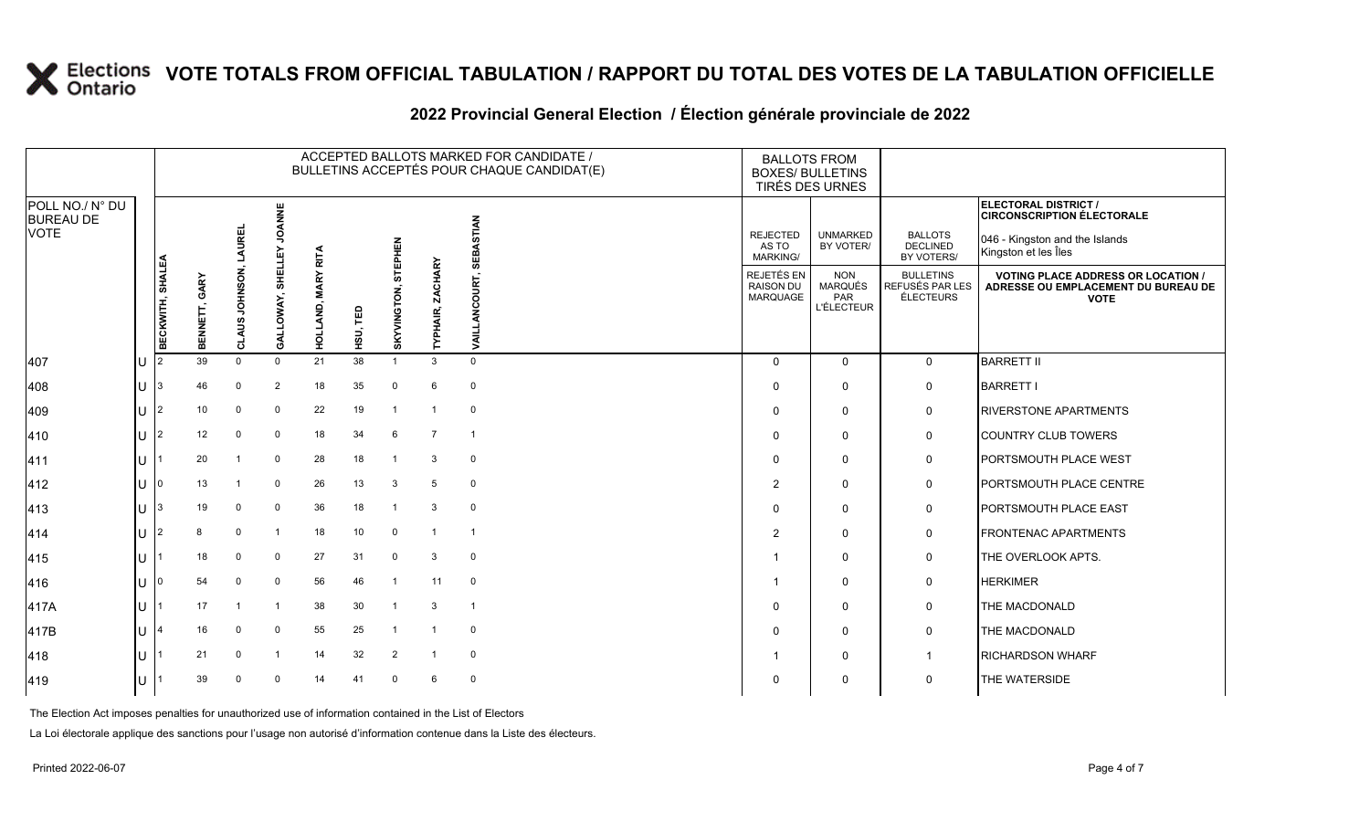# VOTE TOTALS FROM OFFICIAL TABULATION / RAPPORT DU TOTAL DES VOTES DE LA TABULATION OFFICIELLE

## 2022 Provincial General Election / Élection générale provinciale de 2022

| POLL NO./ N° DU BUREAU DE VOTE | | ACCEPTED BALLOTS MARKED FOR CANDIDATE / BULLETINS ACCEPTÉS POUR CHAQUE CANDIDAT(E) | | | | | | | | | BALLOTS FROM BOXES/ BULLETINS TIRÉS DES URNES | | | ELECTORAL DISTRICT / CIRCONSCRIPTION ÉLECTORALE 046 - Kingston and the Islands / Kingston et les Îles |
|---|---|---|---|---|---|---|---|---|---|---|---|---|---|---|
| | | BECKWITH, SHALEA | BENNETT, GARY | CLAUS JOHNSON, LAUREL | GALLOWAY, SHELLEY JOANNE | HOLLAND, MARY RITA | HSU, TED | SKYVINGTON, STEPHEN | TYPHAIR, ZACHARY | VAILLANCOURT, SEBASTIAN | REJECTED AS TO MARKING/ REJETÉS EN RAISON DU MARQUAGE | UNMARKED BY VOTER/ NON MARQUÉS PAR L'ÉLECTEUR | BALLOTS DECLINED BY VOTERS/ BULLETINS REFUSÉS PAR LES ÉLECTEURS | VOTING PLACE ADDRESS OR LOCATION / ADRESSE OU EMPLACEMENT DU BUREAU DE VOTE |
| 407 | U | 2 | 39 | 0 | 0 | 21 | 38 | 1 | 3 | 0 | 0 | 0 | 0 | BARRETT II |
| 408 | U | 3 | 46 | 0 | 2 | 18 | 35 | 0 | 6 | 0 | 0 | 0 | 0 | BARRETT I |
| 409 | U | 2 | 10 | 0 | 0 | 22 | 19 | 1 | 1 | 0 | 0 | 0 | 0 | RIVERSTONE APARTMENTS |
| 410 | U | 2 | 12 | 0 | 0 | 18 | 34 | 6 | 7 | 1 | 0 | 0 | 0 | COUNTRY CLUB TOWERS |
| 411 | U | 1 | 20 | 1 | 0 | 28 | 18 | 1 | 3 | 0 | 0 | 0 | 0 | PORTSMOUTH PLACE WEST |
| 412 | U | 0 | 13 | 1 | 0 | 26 | 13 | 3 | 5 | 0 | 2 | 0 | 0 | PORTSMOUTH PLACE CENTRE |
| 413 | U | 3 | 19 | 0 | 0 | 36 | 18 | 1 | 3 | 0 | 0 | 0 | 0 | PORTSMOUTH PLACE EAST |
| 414 | U | 2 | 8 | 0 | 1 | 18 | 10 | 0 | 1 | 1 | 2 | 0 | 0 | FRONTENAC APARTMENTS |
| 415 | U | 1 | 18 | 0 | 0 | 27 | 31 | 0 | 3 | 0 | 1 | 0 | 0 | THE OVERLOOK APTS. |
| 416 | U | 0 | 54 | 0 | 0 | 56 | 46 | 1 | 11 | 0 | 1 | 0 | 0 | HERKIMER |
| 417A | U | 1 | 17 | 1 | 1 | 38 | 30 | 1 | 3 | 1 | 0 | 0 | 0 | THE MACDONALD |
| 417B | U | 4 | 16 | 0 | 0 | 55 | 25 | 1 | 1 | 0 | 0 | 0 | 0 | THE MACDONALD |
| 418 | U | 1 | 21 | 0 | 1 | 14 | 32 | 2 | 1 | 0 | 1 | 0 | 1 | RICHARDSON WHARF |
| 419 | U | 1 | 39 | 0 | 0 | 14 | 41 | 0 | 6 | 0 | 0 | 0 | 0 | THE WATERSIDE |

The Election Act imposes penalties for unauthorized use of information contained in the List of Electors

La Loi électorale applique des sanctions pour l'usage non autorisé d'information contenue dans la Liste des électeurs.

Printed 2022-06-07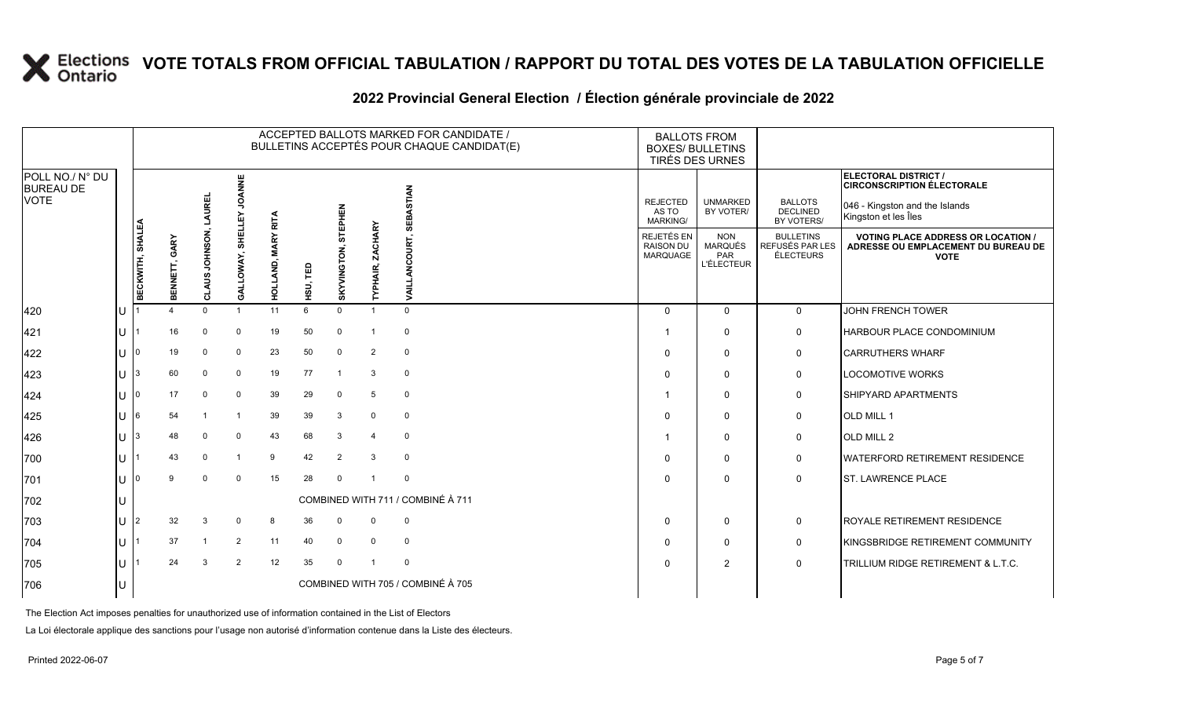# VOTE TOTALS FROM OFFICIAL TABULATION / RAPPORT DU TOTAL DES VOTES DE LA TABULATION OFFICIELLE

## 2022 Provincial General Election / Élection générale provinciale de 2022

ELECTORAL DISTRICT / CIRCONSCRIPTION ÉLECTORALE: 046 - Kingston and the Islands / Kingston et les Îles

| POLL NO./ N° DU BUREAU DE VOTE | | BECKWITH, SHALEA | BENNETT, GARY | CLAUS JOHNSON, LAUREL | GALLOWAY, SHELLEY JOANNE | HOLLAND, MARY RITA | HSU, TED | SKYVINGTON, STEPHEN | TYPHAIR, ZACHARY | VAILLANCOURT, SEBASTIAN | REJECTED AS TO MARKING/ REJETÉS EN RAISON DU MARQUAGE | UNMARKED BY VOTER/ NON MARQUÉS PAR L'ÉLECTEUR | BALLOTS DECLINED BY VOTERS/ BULLETINS REFUSÉS PAR LES ÉLECTEURS | VOTING PLACE ADDRESS OR LOCATION / ADRESSE OU EMPLACEMENT DU BUREAU DE VOTE |
|---|---|---|---|---|---|---|---|---|---|---|---|---|---|---|
| 420 | U | 1 | 4 | 0 | 1 | 11 | 6 | 0 | 1 | 0 | 0 | 0 | 0 | JOHN FRENCH TOWER |
| 421 | U | 1 | 16 | 0 | 0 | 19 | 50 | 0 | 1 | 0 | 1 | 0 | 0 | HARBOUR PLACE CONDOMINIUM |
| 422 | U | 0 | 19 | 0 | 0 | 23 | 50 | 0 | 2 | 0 | 0 | 0 | 0 | CARRUTHERS WHARF |
| 423 | U | 3 | 60 | 0 | 0 | 19 | 77 | 1 | 3 | 0 | 0 | 0 | 0 | LOCOMOTIVE WORKS |
| 424 | U | 0 | 17 | 0 | 0 | 39 | 29 | 0 | 5 | 0 | 1 | 0 | 0 | SHIPYARD APARTMENTS |
| 425 | U | 6 | 54 | 1 | 1 | 39 | 39 | 3 | 0 | 0 | 0 | 0 | 0 | OLD MILL 1 |
| 426 | U | 3 | 48 | 0 | 0 | 43 | 68 | 3 | 4 | 0 | 1 | 0 | 0 | OLD MILL 2 |
| 700 | U | 1 | 43 | 0 | 1 | 9 | 42 | 2 | 3 | 0 | 0 | 0 | 0 | WATERFORD RETIREMENT RESIDENCE |
| 701 | U | 0 | 9 | 0 | 0 | 15 | 28 | 0 | 1 | 0 | 0 | 0 | 0 | ST. LAWRENCE PLACE |
| 702 | U | COMBINED WITH 711 / COMBINÉ À 711 | | | | | | | | | | | | |
| 703 | U | 2 | 32 | 3 | 0 | 8 | 36 | 0 | 0 | 0 | 0 | 0 | 0 | ROYALE RETIREMENT RESIDENCE |
| 704 | U | 1 | 37 | 1 | 2 | 11 | 40 | 0 | 0 | 0 | 0 | 0 | 0 | KINGSBRIDGE RETIREMENT COMMUNITY |
| 705 | U | 1 | 24 | 3 | 2 | 12 | 35 | 0 | 1 | 0 | 0 | 2 | 0 | TRILLIUM RIDGE RETIREMENT & L.T.C. |
| 706 | U | COMBINED WITH 705 / COMBINÉ À 705 | | | | | | | | | | | | |

The Election Act imposes penalties for unauthorized use of information contained in the List of Electors

La Loi électorale applique des sanctions pour l'usage non autorisé d'information contenue dans la Liste des électeurs.

Printed 2022-06-07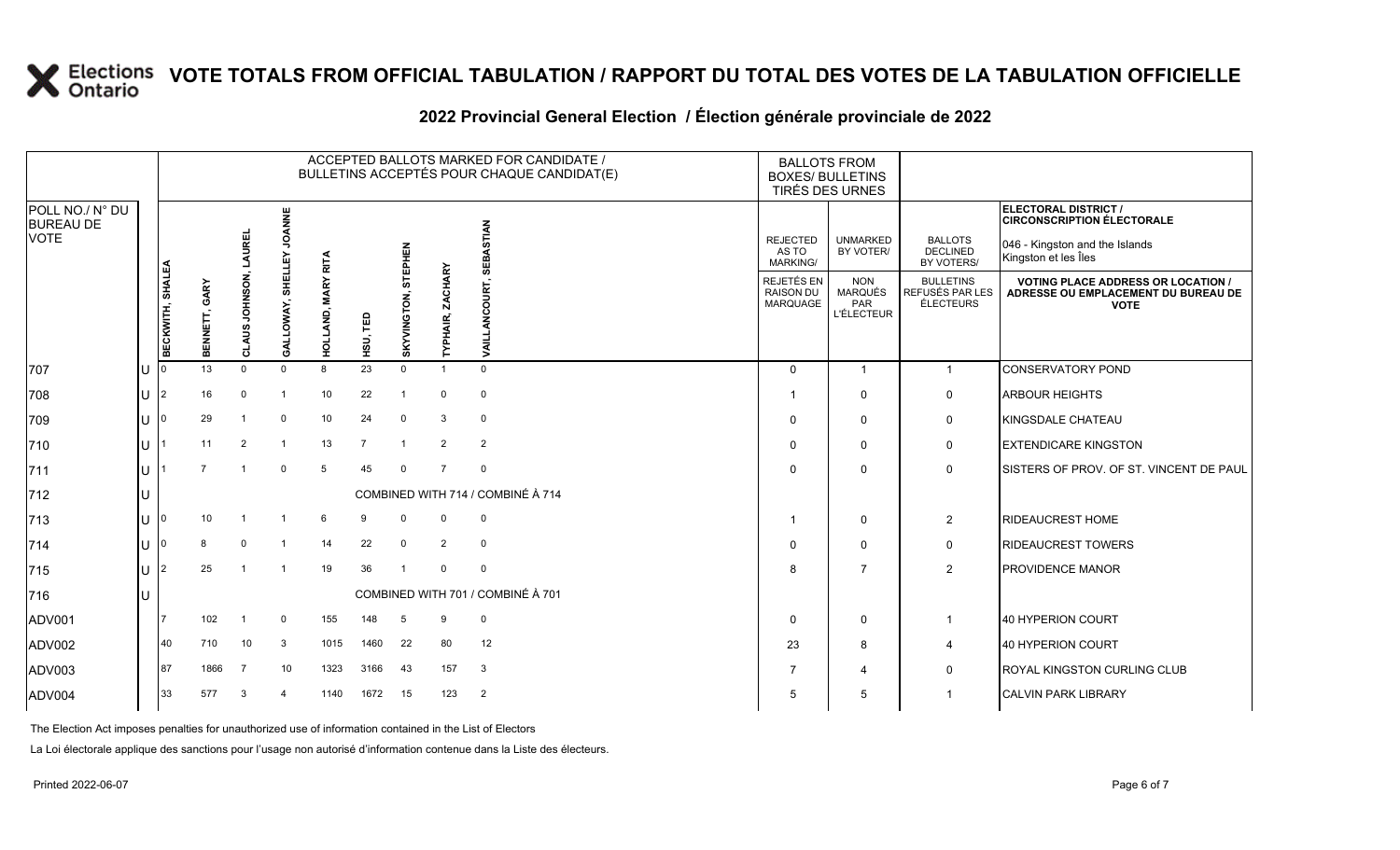# VOTE TOTALS FROM OFFICIAL TABULATION / RAPPORT DU TOTAL DES VOTES DE LA TABULATION OFFICIELLE

## 2022 Provincial General Election / Élection générale provinciale de 2022

ELECTORAL DISTRICT / CIRCONSCRIPTION ÉLECTORALE: 046 - Kingston and the Islands / Kingston et les Îles

| POLL NO./ N° DU BUREAU DE VOTE | | ACCEPTED BALLOTS MARKED FOR CANDIDATE / BULLETINS ACCEPTÉS POUR CHAQUE CANDIDAT(E) | | | | | | | | | BALLOTS FROM BOXES/ BULLETINS TIRÉS DES URNES | | | |
|---|---|---|---|---|---|---|---|---|---|---|---|---|---|---|
| | | BECKWITH, SHALEA | BENNETT, GARY | CLAUS JOHNSON, LAUREL | GALLOWAY, SHELLEY JOANNE | HOLLAND, MARY RITA | HSU, TED | SKYVINGTON, STEPHEN | TYPHAIR, ZACHARY | VAILLANCOURT, SEBASTIAN | REJECTED AS TO MARKING/ REJETÉS EN RAISON DU MARQUAGE | UNMARKED BY VOTER/ NON MARQUÉS PAR L'ÉLECTEUR | BALLOTS DECLINED BY VOTERS/ BULLETINS REFUSÉS PAR LES ÉLECTEURS | VOTING PLACE ADDRESS OR LOCATION / ADRESSE OU EMPLACEMENT DU BUREAU DE VOTE |
| 707 | U | 0 | 13 | 0 | 0 | 8 | 23 | 0 | 1 | 0 | 0 | 1 | 1 | CONSERVATORY POND |
| 708 | U | 2 | 16 | 0 | 1 | 10 | 22 | 1 | 0 | 0 | 1 | 0 | 0 | ARBOUR HEIGHTS |
| 709 | U | 0 | 29 | 1 | 0 | 10 | 24 | 0 | 3 | 0 | 0 | 0 | 0 | KINGSDALE CHATEAU |
| 710 | U | 1 | 11 | 2 | 1 | 13 | 7 | 1 | 2 | 2 | 0 | 0 | 0 | EXTENDICARE KINGSTON |
| 711 | U | 1 | 7 | 1 | 0 | 5 | 45 | 0 | 7 | 0 | 0 | 0 | 0 | SISTERS OF PROV. OF ST. VINCENT DE PAUL |
| 712 | U | COMBINED WITH 714 / COMBINÉ À 714 | | | | | | | | | | | | |
| 713 | U | 0 | 10 | 1 | 1 | 6 | 9 | 0 | 0 | 0 | 1 | 0 | 2 | RIDEAUCREST HOME |
| 714 | U | 0 | 8 | 0 | 1 | 14 | 22 | 0 | 2 | 0 | 0 | 0 | 0 | RIDEAUCREST TOWERS |
| 715 | U | 2 | 25 | 1 | 1 | 19 | 36 | 1 | 0 | 0 | 8 | 7 | 2 | PROVIDENCE MANOR |
| 716 | U | COMBINED WITH 701 / COMBINÉ À 701 | | | | | | | | | | | | |
| ADV001 | | 7 | 102 | 1 | 0 | 155 | 148 | 5 | 9 | 0 | 0 | 0 | 1 | 40 HYPERION COURT |
| ADV002 | | 40 | 710 | 10 | 3 | 1015 | 1460 | 22 | 80 | 12 | 23 | 8 | 4 | 40 HYPERION COURT |
| ADV003 | | 87 | 1866 | 7 | 10 | 1323 | 3166 | 43 | 157 | 3 | 7 | 4 | 0 | ROYAL KINGSTON CURLING CLUB |
| ADV004 | | 33 | 577 | 3 | 4 | 1140 | 1672 | 15 | 123 | 2 | 5 | 5 | 1 | CALVIN PARK LIBRARY |

The Election Act imposes penalties for unauthorized use of information contained in the List of Electors

La Loi électorale applique des sanctions pour l'usage non autorisé d'information contenue dans la Liste des électeurs.

Printed 2022-06-07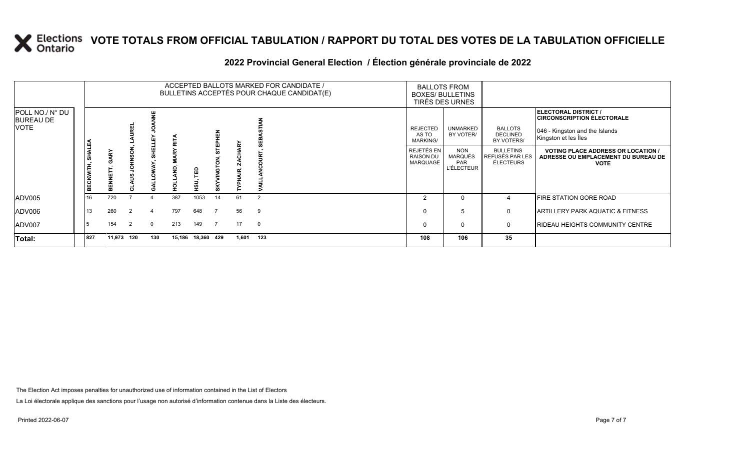# VOTE TOTALS FROM OFFICIAL TABULATION / RAPPORT DU TOTAL DES VOTES DE LA TABULATION OFFICIELLE

## 2022 Provincial General Election / Élection générale provinciale de 2022

| POLL NO./ N° DU BUREAU DE VOTE | ACCEPTED BALLOTS MARKED FOR CANDIDATE / BULLETINS ACCEPTÉS POUR CHAQUE CANDIDAT(E) | | | | | | | | | BALLOTS FROM BOXES/ BULLETINS TIRÉS DES URNES | | | ELECTORAL DISTRICT / CIRCONSCRIPTION ÉLECTORALE 046 - Kingston and the Islands Kingston et les Îles |
|---|---|---|---|---|---|---|---|---|---|---|---|---|---|
| | BECKWITH, SHALEA | BENNETT, GARY | CLAUS JOHNSON, LAUREL | GALLOWAY, SHELLEY JOANNE | HOLLAND, MARY RITA | HSU, TED | SKYVINGTON, STEPHEN | TYPHAIR, ZACHARY | VAILLANCOURT, SEBASTIAN | REJECTED AS TO MARKING/ REJETÉS EN RAISON DU MARQUAGE | UNMARKED BY VOTER/ NON MARQUÉS PAR L'ÉLECTEUR | BALLOTS DECLINED BY VOTERS/ BULLETINS REFUSÉS PAR LES ÉLECTEURS | VOTING PLACE ADDRESS OR LOCATION / ADRESSE OU EMPLACEMENT DU BUREAU DE VOTE |
| ADV005 | 16 | 720 | 7 | 4 | 387 | 1053 | 14 | 61 | 2 | 2 | 0 | 4 | FIRE STATION GORE ROAD |
| ADV006 | 13 | 260 | 2 | 4 | 797 | 648 | 7 | 56 | 9 | 0 | 5 | 0 | ARTILLERY PARK AQUATIC & FITNESS |
| ADV007 | 5 | 154 | 2 | 0 | 213 | 149 | 7 | 17 | 0 | 0 | 0 | 0 | RIDEAU HEIGHTS COMMUNITY CENTRE |
| **Total:** | **827** | **11,973** | **120** | **130** | **15,186** | **18,360** | **429** | **1,601** | **123** | **108** | **106** | **35** | |

The Election Act imposes penalties for unauthorized use of information contained in the List of Electors

La Loi électorale applique des sanctions pour l'usage non autorisé d'information contenue dans la Liste des électeurs.

Printed 2022-06-07